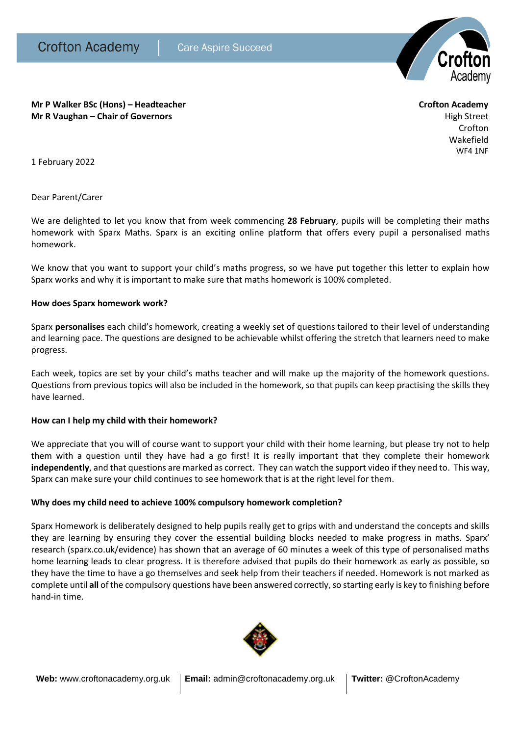Crofton Academy | Care Aspire Succeed

**Mr P Walker BSc (Hons) – Headteacher**
**Mr R Vaughan – Chair of Governors**

**Crofton Academy**
High Street
Crofton
Wakefield
WF4 1NF

1 February 2022

Dear Parent/Carer

We are delighted to let you know that from week commencing **28 February**, pupils will be completing their maths homework with Sparx Maths. Sparx is an exciting online platform that offers every pupil a personalised maths homework.

We know that you want to support your child's maths progress, so we have put together this letter to explain how Sparx works and why it is important to make sure that maths homework is 100% completed.

**How does Sparx homework work?**

Sparx **personalises** each child's homework, creating a weekly set of questions tailored to their level of understanding and learning pace. The questions are designed to be achievable whilst offering the stretch that learners need to make progress.

Each week, topics are set by your child's maths teacher and will make up the majority of the homework questions. Questions from previous topics will also be included in the homework, so that pupils can keep practising the skills they have learned.

**How can I help my child with their homework?**

We appreciate that you will of course want to support your child with their home learning, but please try not to help them with a question until they have had a go first! It is really important that they complete their homework **independently**, and that questions are marked as correct. They can watch the support video if they need to. This way, Sparx can make sure your child continues to see homework that is at the right level for them.

**Why does my child need to achieve 100% compulsory homework completion?**

Sparx Homework is deliberately designed to help pupils really get to grips with and understand the concepts and skills they are learning by ensuring they cover the essential building blocks needed to make progress in maths. Sparx' research (sparx.co.uk/evidence) has shown that an average of 60 minutes a week of this type of personalised maths home learning leads to clear progress. It is therefore advised that pupils do their homework as early as possible, so they have the time to have a go themselves and seek help from their teachers if needed. Homework is not marked as complete until **all** of the compulsory questions have been answered correctly, so starting early is key to finishing before hand-in time.

**Web:** www.croftonacademy.org.uk | **Email:** admin@croftonacademy.org.uk | **Twitter:** @CroftonAcademy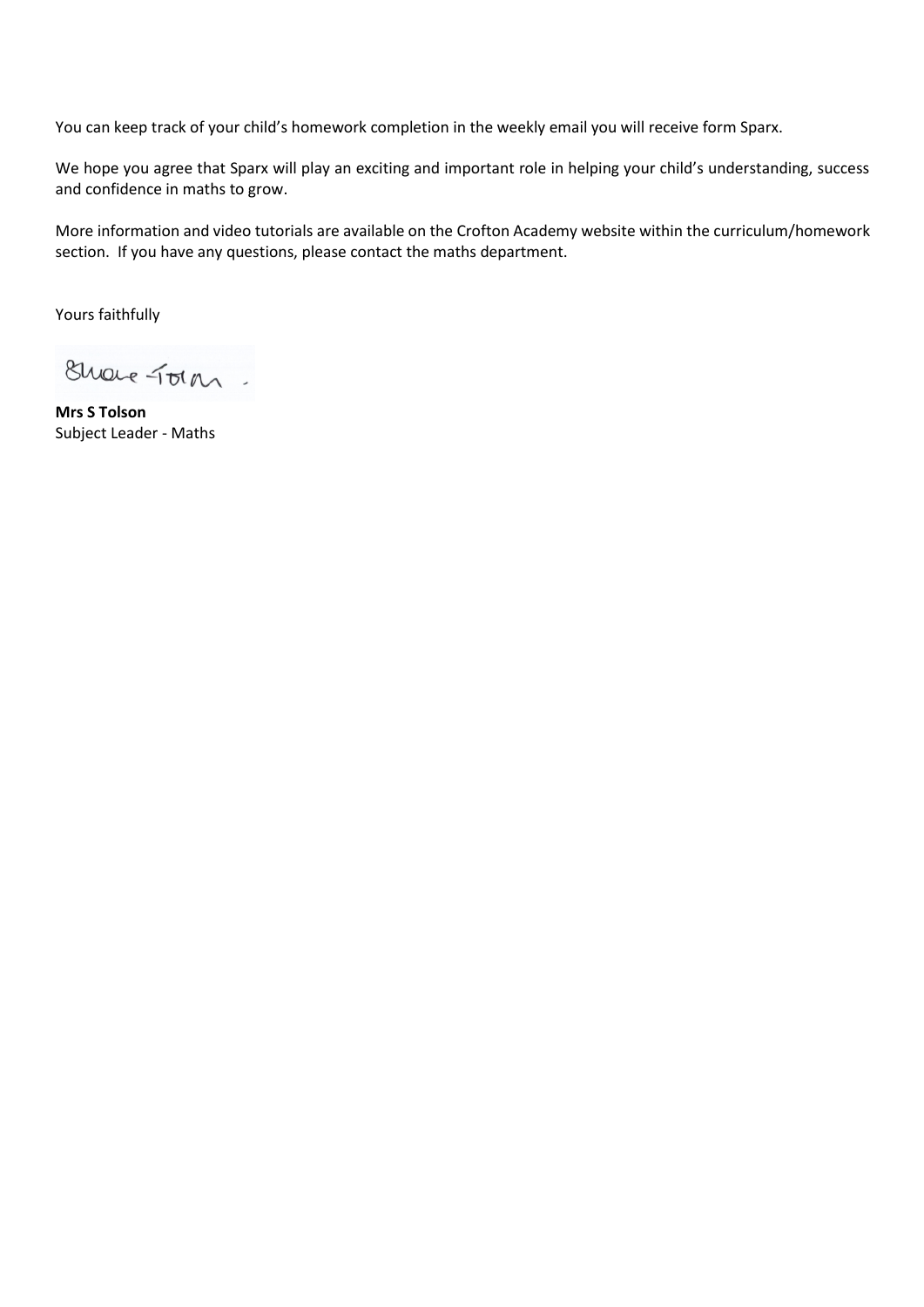You can keep track of your child's homework completion in the weekly email you will receive form Sparx.

We hope you agree that Sparx will play an exciting and important role in helping your child's understanding, success and confidence in maths to grow.

More information and video tutorials are available on the Crofton Academy website within the curriculum/homework section. If you have any questions, please contact the maths department.

Yours faithfully

**Mrs S Tolson**
Subject Leader - Maths